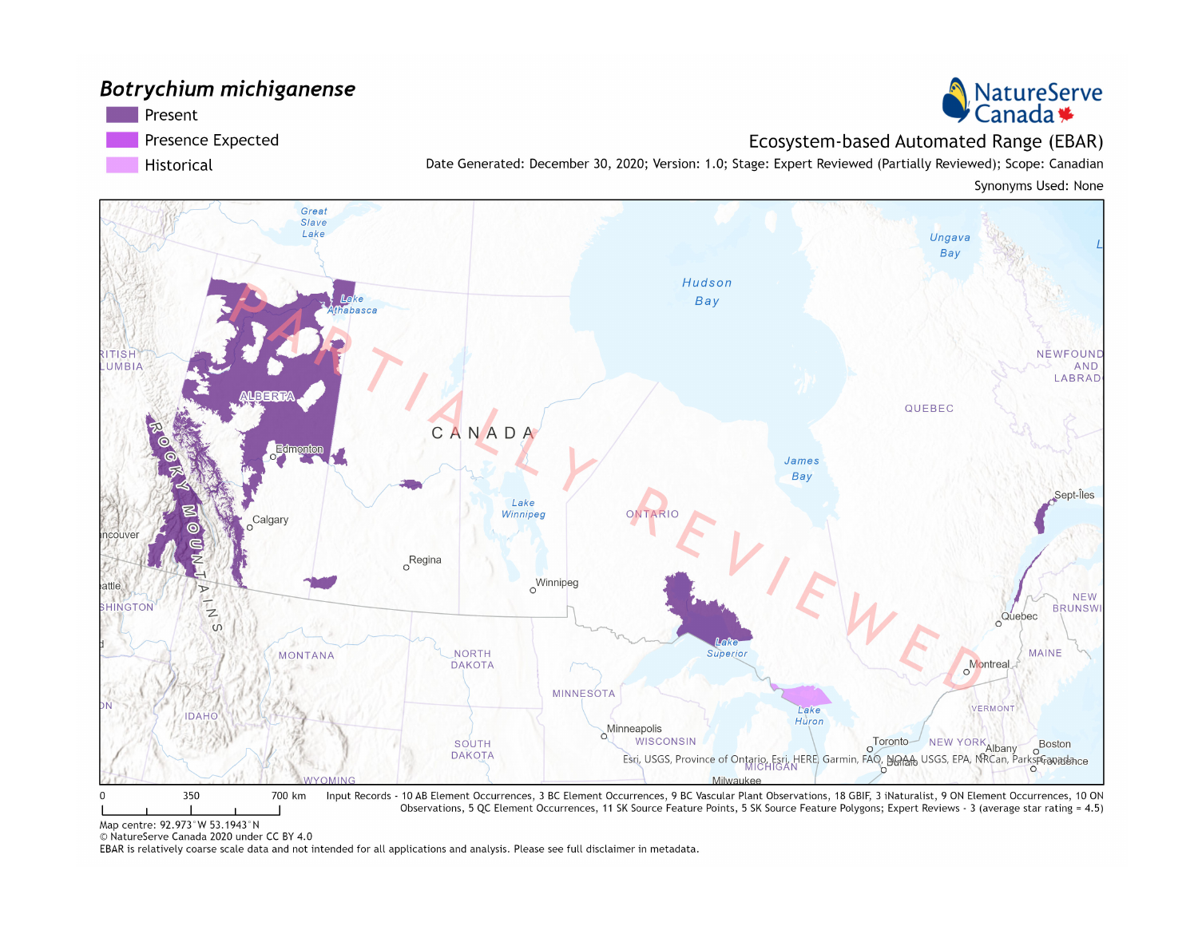# *Botrychium michiganense*

- Present
- Presence Expected
- Historical

NatureServe Canada

Ecosystem-based Automated Range (EBAR)

Date Generated: December 30, 2020; Version: 1.0; Stage: Expert Reviewed (Partially Reviewed); Scope: Canadian

Synonyms Used: None

0 350 700 km

Input Records - 10 AB Element Occurrences, 3 BC Element Occurrences, 9 BC Vascular Plant Observations, 18 GBIF, 3 iNaturalist, 9 ON Element Occurrences, 10 ON Observations, 5 QC Element Occurrences, 11 SK Source Feature Points, 5 SK Source Feature Polygons; Expert Reviews - 3 (average star rating = 4.5)

Map centre: 92.973°W 53.1943°N

© NatureServe Canada 2020 under CC BY 4.0

EBAR is relatively coarse scale data and not intended for all applications and analysis. Please see full disclaimer in metadata.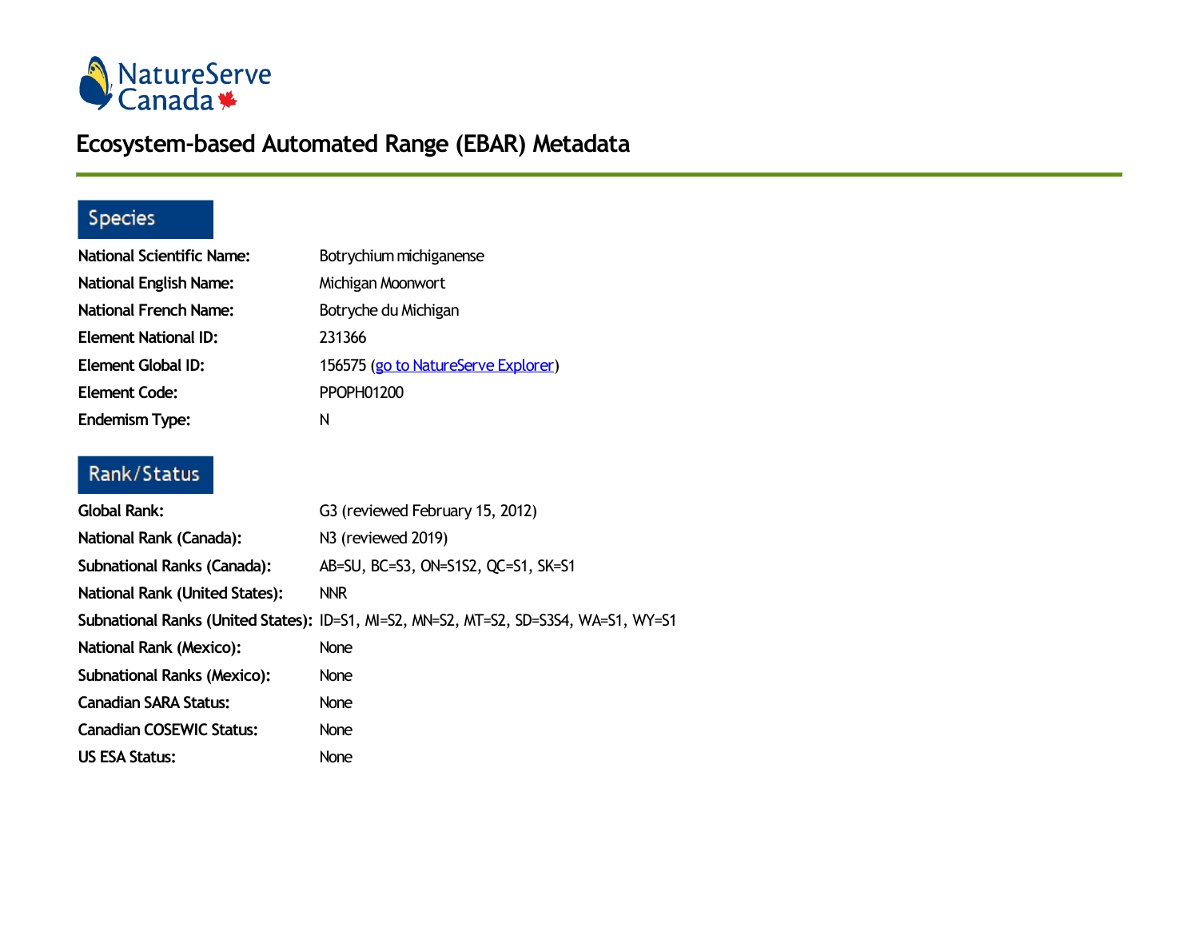NatureServe Canada

# Ecosystem-based Automated Range (EBAR) Metadata

## Species

**National Scientific Name:** Botrychium michiganense

**National English Name:** Michigan Moonwort

**National French Name:** Botryche du Michigan

**Element National ID:** 231366

**Element Global ID:** 156575 (go to NatureServe Explorer)

**Element Code:** PPOPH01200

**Endemism Type:** N

## Rank/Status

**Global Rank:** G3 (reviewed February 15, 2012)

**National Rank (Canada):** N3 (reviewed 2019)

**Subnational Ranks (Canada):** AB=SU, BC=S3, ON=S1S2, QC=S1, SK=S1

**National Rank (United States):** NNR

**Subnational Ranks (United States):** ID=S1, MI=S2, MN=S2, MT=S2, SD=S3S4, WA=S1, WY=S1

**National Rank (Mexico):** None

**Subnational Ranks (Mexico):** None

**Canadian SARA Status:** None

**Canadian COSEWIC Status:** None

**US ESA Status:** None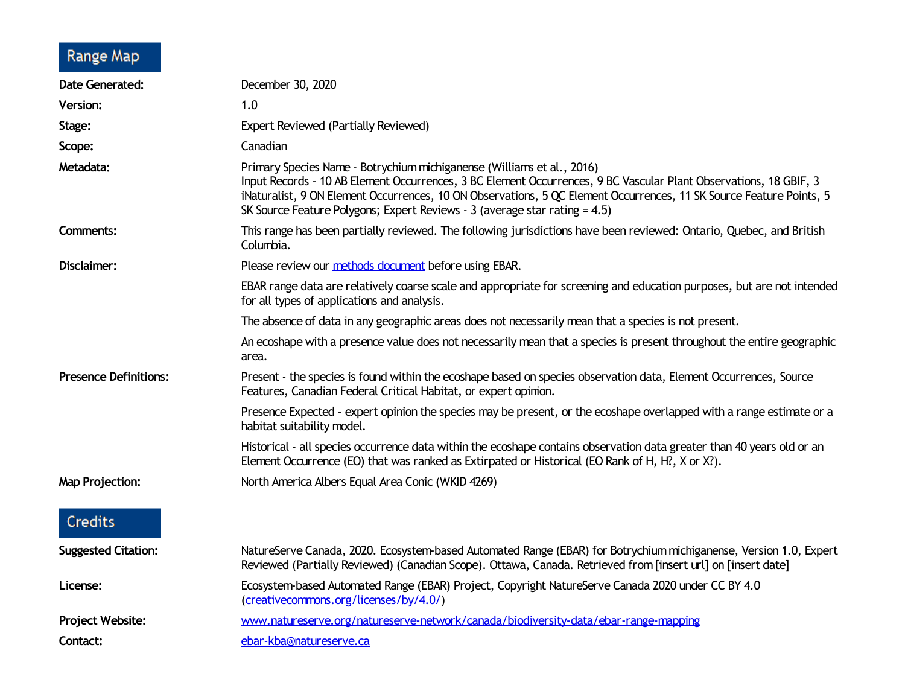## Range Map

**Date Generated:** December 30, 2020

**Version:** 1.0

**Stage:** Expert Reviewed (Partially Reviewed)

**Scope:** Canadian

**Metadata:** Primary Species Name - Botrychium michiganense (Williams et al., 2016)
Input Records - 10 AB Element Occurrences, 3 BC Element Occurrences, 9 BC Vascular Plant Observations, 18 GBIF, 3 iNaturalist, 9 ON Element Occurrences, 10 ON Observations, 5 QC Element Occurrences, 11 SK Source Feature Points, 5 SK Source Feature Polygons; Expert Reviews - 3 (average star rating = 4.5)

**Comments:** This range has been partially reviewed. The following jurisdictions have been reviewed: Ontario, Quebec, and British Columbia.

**Disclaimer:** Please review our [methods document] before using EBAR.

EBAR range data are relatively coarse scale and appropriate for screening and education purposes, but are not intended for all types of applications and analysis.

The absence of data in any geographic areas does not necessarily mean that a species is not present.

An ecoshape with a presence value does not necessarily mean that a species is present throughout the entire geographic area.

**Presence Definitions:** Present - the species is found within the ecoshape based on species observation data, Element Occurrences, Source Features, Canadian Federal Critical Habitat, or expert opinion.

Presence Expected - expert opinion the species may be present, or the ecoshape overlapped with a range estimate or a habitat suitability model.

Historical - all species occurrence data within the ecoshape contains observation data greater than 40 years old or an Element Occurrence (EO) that was ranked as Extirpated or Historical (EO Rank of H, H?, X or X?).

**Map Projection:** North America Albers Equal Area Conic (WKID 4269)

## Credits

**Suggested Citation:** NatureServe Canada, 2020. Ecosystem-based Automated Range (EBAR) for Botrychium michiganense, Version 1.0, Expert Reviewed (Partially Reviewed) (Canadian Scope). Ottawa, Canada. Retrieved from [insert url] on [insert date]

**License:** Ecosystem-based Automated Range (EBAR) Project, Copyright NatureServe Canada 2020 under CC BY 4.0 (creativecommons.org/licenses/by/4.0/)

**Project Website:** www.natureserve.org/natureserve-network/canada/biodiversity-data/ebar-range-mapping

**Contact:** ebar-kba@natureserve.ca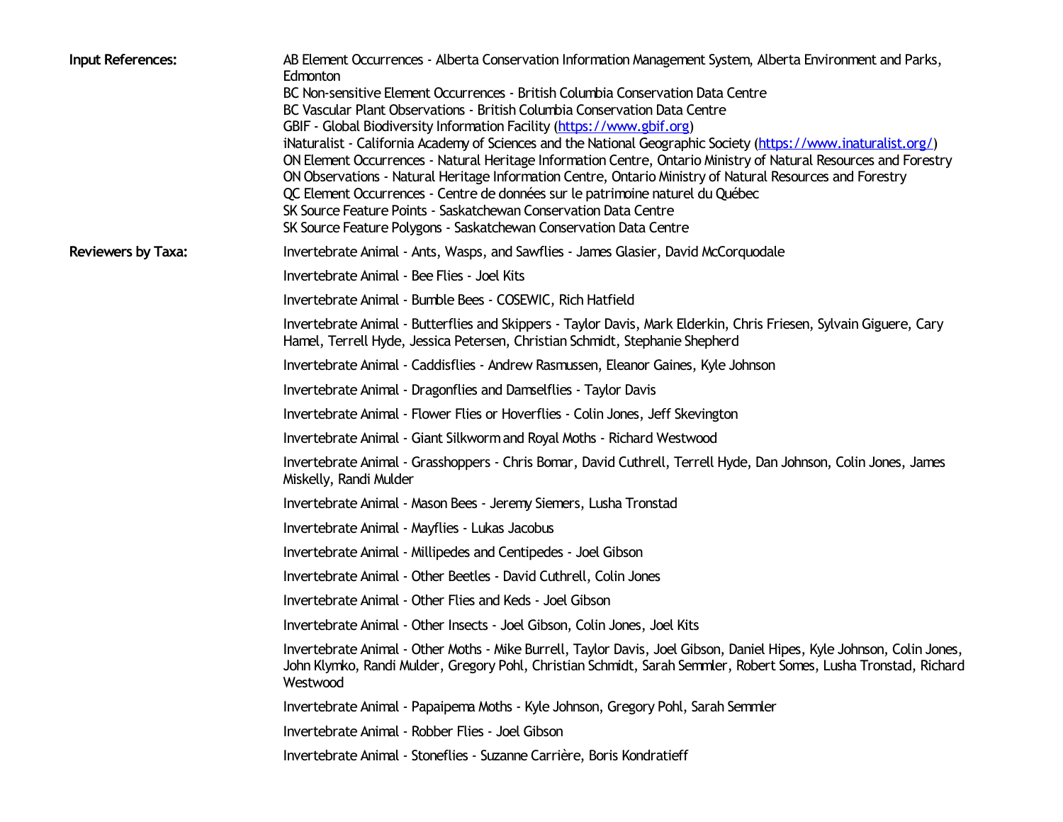**Input References:**

AB Element Occurrences - Alberta Conservation Information Management System, Alberta Environment and Parks, Edmonton
BC Non-sensitive Element Occurrences - British Columbia Conservation Data Centre
BC Vascular Plant Observations - British Columbia Conservation Data Centre
GBIF - Global Biodiversity Information Facility (https://www.gbif.org)
iNaturalist - California Academy of Sciences and the National Geographic Society (https://www.inaturalist.org/)
ON Element Occurrences - Natural Heritage Information Centre, Ontario Ministry of Natural Resources and Forestry
ON Observations - Natural Heritage Information Centre, Ontario Ministry of Natural Resources and Forestry
QC Element Occurrences - Centre de données sur le patrimoine naturel du Québec
SK Source Feature Points - Saskatchewan Conservation Data Centre
SK Source Feature Polygons - Saskatchewan Conservation Data Centre

**Reviewers by Taxa:**

Invertebrate Animal - Ants, Wasps, and Sawflies - James Glasier, David McCorquodale

Invertebrate Animal - Bee Flies - Joel Kits

Invertebrate Animal - Bumble Bees - COSEWIC, Rich Hatfield

Invertebrate Animal - Butterflies and Skippers - Taylor Davis, Mark Elderkin, Chris Friesen, Sylvain Giguere, Cary Hamel, Terrell Hyde, Jessica Petersen, Christian Schmidt, Stephanie Shepherd

Invertebrate Animal - Caddisflies - Andrew Rasmussen, Eleanor Gaines, Kyle Johnson

Invertebrate Animal - Dragonflies and Damselflies - Taylor Davis

Invertebrate Animal - Flower Flies or Hoverflies - Colin Jones, Jeff Skevington

Invertebrate Animal - Giant Silkworm and Royal Moths - Richard Westwood

Invertebrate Animal - Grasshoppers - Chris Bomar, David Cuthrell, Terrell Hyde, Dan Johnson, Colin Jones, James Miskelly, Randi Mulder

Invertebrate Animal - Mason Bees - Jeremy Siemers, Lusha Tronstad

Invertebrate Animal - Mayflies - Lukas Jacobus

Invertebrate Animal - Millipedes and Centipedes - Joel Gibson

Invertebrate Animal - Other Beetles - David Cuthrell, Colin Jones

Invertebrate Animal - Other Flies and Keds - Joel Gibson

Invertebrate Animal - Other Insects - Joel Gibson, Colin Jones, Joel Kits

Invertebrate Animal - Other Moths - Mike Burrell, Taylor Davis, Joel Gibson, Daniel Hipes, Kyle Johnson, Colin Jones, John Klymko, Randi Mulder, Gregory Pohl, Christian Schmidt, Sarah Semmler, Robert Somes, Lusha Tronstad, Richard Westwood

Invertebrate Animal - Papaipema Moths - Kyle Johnson, Gregory Pohl, Sarah Semmler

Invertebrate Animal - Robber Flies - Joel Gibson

Invertebrate Animal - Stoneflies - Suzanne Carrière, Boris Kondratieff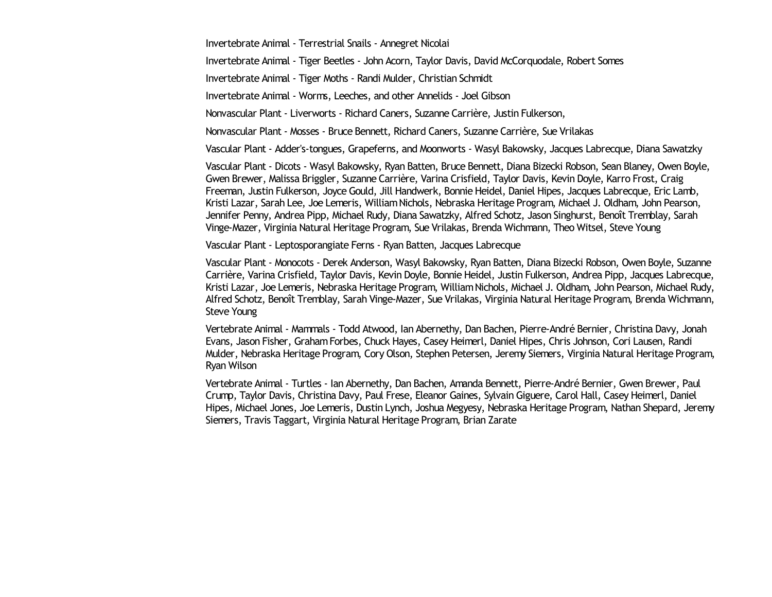Invertebrate Animal - Terrestrial Snails - Annegret Nicolai

Invertebrate Animal - Tiger Beetles - John Acorn, Taylor Davis, David McCorquodale, Robert Somes

Invertebrate Animal - Tiger Moths - Randi Mulder, Christian Schmidt

Invertebrate Animal - Worms, Leeches, and other Annelids - Joel Gibson

Nonvascular Plant - Liverworts - Richard Caners, Suzanne Carrière, Justin Fulkerson,

Nonvascular Plant - Mosses - Bruce Bennett, Richard Caners, Suzanne Carrière, Sue Vrilakas

Vascular Plant - Adder's-tongues, Grapeferns, and Moonworts - Wasyl Bakowsky, Jacques Labrecque, Diana Sawatzky

Vascular Plant - Dicots - Wasyl Bakowsky, Ryan Batten, Bruce Bennett, Diana Bizecki Robson, Sean Blaney, Owen Boyle, Gwen Brewer, Malissa Briggler, Suzanne Carrière, Varina Crisfield, Taylor Davis, Kevin Doyle, Karro Frost, Craig Freeman, Justin Fulkerson, Joyce Gould, Jill Handwerk, Bonnie Heidel, Daniel Hipes, Jacques Labrecque, Eric Lamb, Kristi Lazar, Sarah Lee, Joe Lemeris, William Nichols, Nebraska Heritage Program, Michael J. Oldham, John Pearson, Jennifer Penny, Andrea Pipp, Michael Rudy, Diana Sawatzky, Alfred Schotz, Jason Singhurst, Benoît Tremblay, Sarah Vinge-Mazer, Virginia Natural Heritage Program, Sue Vrilakas, Brenda Wichmann, Theo Witsel, Steve Young

Vascular Plant - Leptosporangiate Ferns - Ryan Batten, Jacques Labrecque

Vascular Plant - Monocots - Derek Anderson, Wasyl Bakowsky, Ryan Batten, Diana Bizecki Robson, Owen Boyle, Suzanne Carrière, Varina Crisfield, Taylor Davis, Kevin Doyle, Bonnie Heidel, Justin Fulkerson, Andrea Pipp, Jacques Labrecque, Kristi Lazar, Joe Lemeris, Nebraska Heritage Program, William Nichols, Michael J. Oldham, John Pearson, Michael Rudy, Alfred Schotz, Benoît Tremblay, Sarah Vinge-Mazer, Sue Vrilakas, Virginia Natural Heritage Program, Brenda Wichmann, Steve Young

Vertebrate Animal - Mammals - Todd Atwood, Ian Abernethy, Dan Bachen, Pierre-André Bernier, Christina Davy, Jonah Evans, Jason Fisher, Graham Forbes, Chuck Hayes, Casey Heimerl, Daniel Hipes, Chris Johnson, Cori Lausen, Randi Mulder, Nebraska Heritage Program, Cory Olson, Stephen Petersen, Jeremy Siemers, Virginia Natural Heritage Program, Ryan Wilson

Vertebrate Animal - Turtles - Ian Abernethy, Dan Bachen, Amanda Bennett, Pierre-André Bernier, Gwen Brewer, Paul Crump, Taylor Davis, Christina Davy, Paul Frese, Eleanor Gaines, Sylvain Giguere, Carol Hall, Casey Heimerl, Daniel Hipes, Michael Jones, Joe Lemeris, Dustin Lynch, Joshua Megyesy, Nebraska Heritage Program, Nathan Shepard, Jeremy Siemers, Travis Taggart, Virginia Natural Heritage Program, Brian Zarate